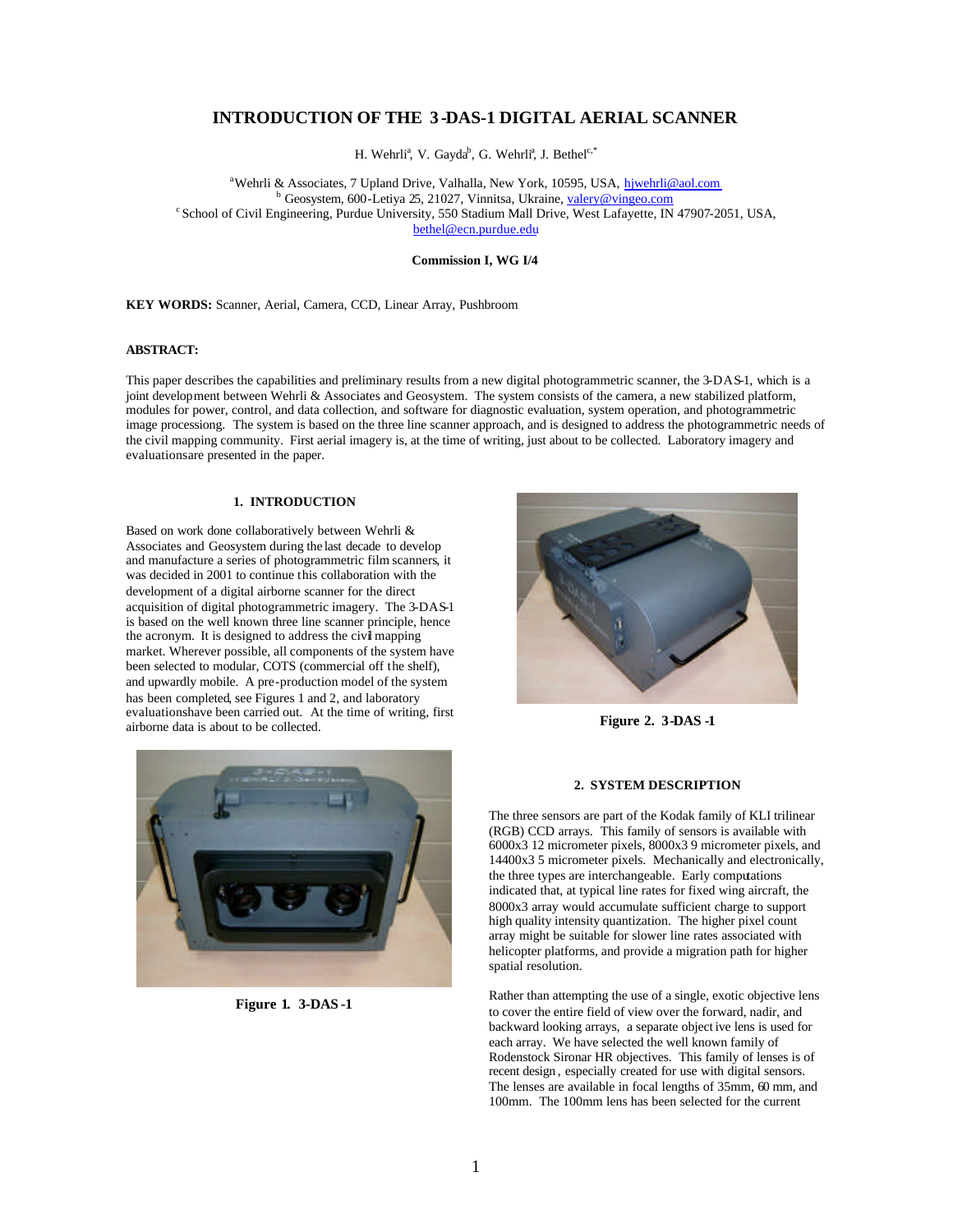# INTRODUCTION OF THE 3-DAS-1 DIGITAL AERIAL SCANNER

H. Wehrli[a], V. Gayda[b], G. Wehrli[a], J. Bethel[c,*]

[a] Wehrli & Associates, 7 Upland Drive, Valhalla, New York, 10595, USA, hjwehrli@aol.com
[b] Geosystem, 600-Letiya 25, 21027, Vinnitsa, Ukraine, valery@vingeo.com
[c] School of Civil Engineering, Purdue University, 550 Stadium Mall Drive, West Lafayette, IN 47907-2051, USA, bethel@ecn.purdue.edu

**Commission I, WG I/4**

**KEY WORDS:** Scanner, Aerial, Camera, CCD, Linear Array, Pushbroom

**ABSTRACT:**

This paper describes the capabilities and preliminary results from a new digital photogrammetric scanner, the 3-DAS-1, which is a joint development between Wehrli & Associates and Geosystem. The system consists of the camera, a new stabilized platform, modules for power, control, and data collection, and software for diagnostic evaluation, system operation, and photogrammetric image processiong. The system is based on the three line scanner approach, and is designed to address the photogrammetric needs of the civil mapping community. First aerial imagery is, at the time of writing, just about to be collected. Laboratory imagery and evaluationsare presented in the paper.

## 1. INTRODUCTION

Based on work done collaboratively between Wehrli & Associates and Geosystem during the last decade to develop and manufacture a series of photogrammetric film scanners, it was decided in 2001 to continue this collaboration with the development of a digital airborne scanner for the direct acquisition of digital photogrammetric imagery. The 3-DAS-1 is based on the well known three line scanner principle, hence the acronym. It is designed to address the civil mapping market. Wherever possible, all components of the system have been selected to modular, COTS (commercial off the shelf), and upwardly mobile. A pre-production model of the system has been completed, see Figures 1 and 2, and laboratory evaluationshave been carried out. At the time of writing, first airborne data is about to be collected.

**Figure 1. 3-DAS-1**

**Figure 2. 3-DAS-1**

## 2. SYSTEM DESCRIPTION

The three sensors are part of the Kodak family of KLI trilinear (RGB) CCD arrays. This family of sensors is available with 6000x3 12 micrometer pixels, 8000x3 9 micrometer pixels, and 14400x3 5 micrometer pixels. Mechanically and electronically, the three types are interchangeable. Early computations indicated that, at typical line rates for fixed wing aircraft, the 8000x3 array would accumulate sufficient charge to support high quality intensity quantization. The higher pixel count array might be suitable for slower line rates associated with helicopter platforms, and provide a migration path for higher spatial resolution.

Rather than attempting the use of a single, exotic objective lens to cover the entire field of view over the forward, nadir, and backward looking arrays, a separate objective lens is used for each array. We have selected the well known family of Rodenstock Sironar HR objectives. This family of lenses is of recent design, especially created for use with digital sensors. The lenses are available in focal lengths of 35mm, 60 mm, and 100mm. The 100mm lens has been selected for the current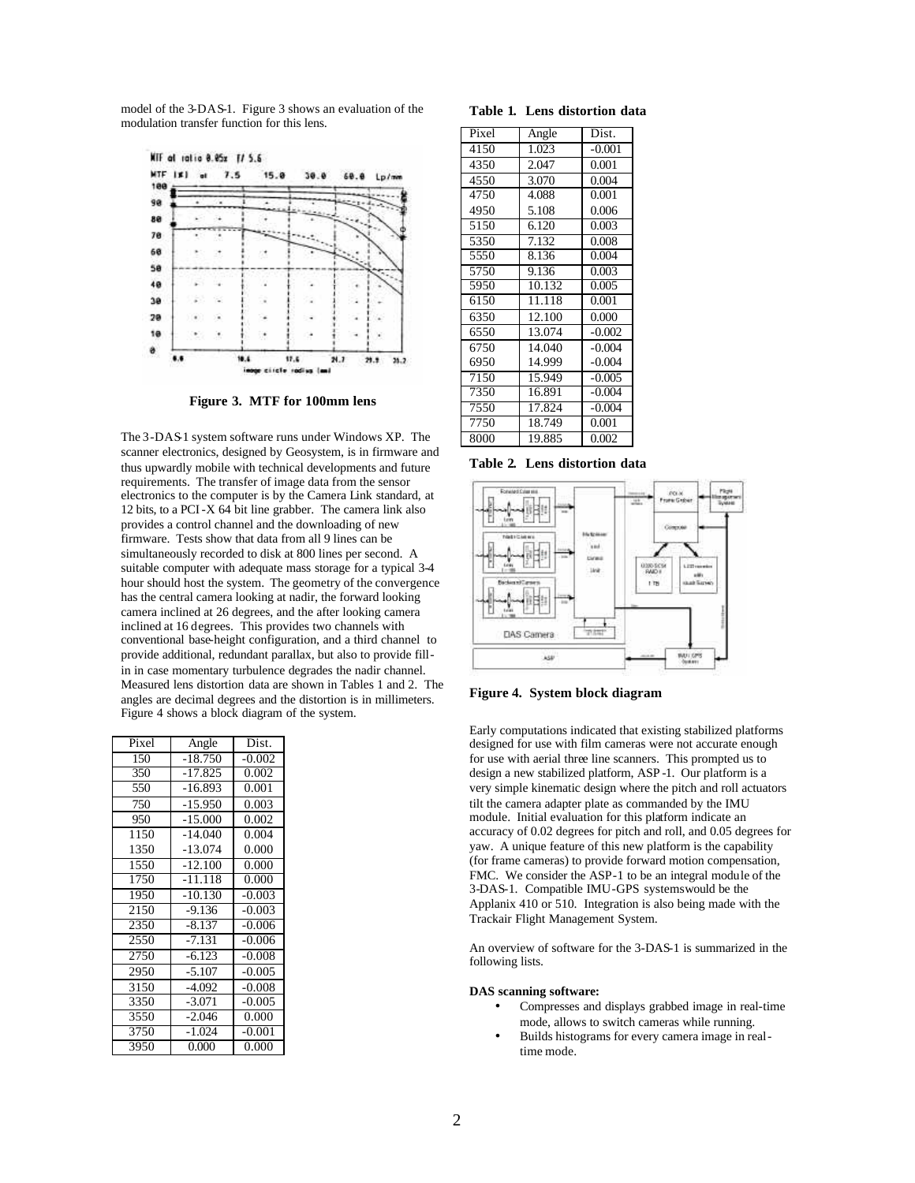model of the 3-DAS-1. Figure 3 shows an evaluation of the modulation transfer function for this lens.

**Figure 3. MTF for 100mm lens**

The 3-DAS-1 system software runs under Windows XP. The scanner electronics, designed by Geosystem, is in firmware and thus upwardly mobile with technical developments and future requirements. The transfer of image data from the sensor electronics to the computer is by the Camera Link standard, at 12 bits, to a PCI-X 64 bit line grabber. The camera link also provides a control channel and the downloading of new firmware. Tests show that data from all 9 lines can be simultaneously recorded to disk at 800 lines per second. A suitable computer with adequate mass storage for a typical 3-4 hour should host the system. The geometry of the convergence has the central camera looking at nadir, the forward looking camera inclined at 26 degrees, and the after looking camera inclined at 16 degrees. This provides two channels with conventional base-height configuration, and a third channel to provide additional, redundant parallax, but also to provide fill-in in case momentary turbulence degrades the nadir channel. Measured lens distortion data are shown in Tables 1 and 2. The angles are decimal degrees and the distortion is in millimeters. Figure 4 shows a block diagram of the system.

| Pixel | Angle | Dist. |
|---|---|---|
| 150 | -18.750 | -0.002 |
| 350 | -17.825 | 0.002 |
| 550 | -16.893 | 0.001 |
| 750 | -15.950 | 0.003 |
| 950 | -15.000 | 0.002 |
| 1150 | -14.040 | 0.004 |
| 1350 | -13.074 | 0.000 |
| 1550 | -12.100 | 0.000 |
| 1750 | -11.118 | 0.000 |
| 1950 | -10.130 | -0.003 |
| 2150 | -9.136 | -0.003 |
| 2350 | -8.137 | -0.006 |
| 2550 | -7.131 | -0.006 |
| 2750 | -6.123 | -0.008 |
| 2950 | -5.107 | -0.005 |
| 3150 | -4.092 | -0.008 |
| 3350 | -3.071 | -0.005 |
| 3550 | -2.046 | 0.000 |
| 3750 | -1.024 | -0.001 |
| 3950 | 0.000 | 0.000 |

**Table 1. Lens distortion data**

| Pixel | Angle | Dist. |
|---|---|---|
| 4150 | 1.023 | -0.001 |
| 4350 | 2.047 | 0.001 |
| 4550 | 3.070 | 0.004 |
| 4750 | 4.088 | 0.001 |
| 4950 | 5.108 | 0.006 |
| 5150 | 6.120 | 0.003 |
| 5350 | 7.132 | 0.008 |
| 5550 | 8.136 | 0.004 |
| 5750 | 9.136 | 0.003 |
| 5950 | 10.132 | 0.005 |
| 6150 | 11.118 | 0.001 |
| 6350 | 12.100 | 0.000 |
| 6550 | 13.074 | -0.002 |
| 6750 | 14.040 | -0.004 |
| 6950 | 14.999 | -0.004 |
| 7150 | 15.949 | -0.005 |
| 7350 | 16.891 | -0.004 |
| 7550 | 17.824 | -0.004 |
| 7750 | 18.749 | 0.001 |
| 8000 | 19.885 | 0.002 |

**Table 2. Lens distortion data**

**Figure 4. System block diagram**

Early computations indicated that existing stabilized platforms designed for use with film cameras were not accurate enough for use with aerial three line scanners. This prompted us to design a new stabilized platform, ASP-1. Our platform is a very simple kinematic design where the pitch and roll actuators tilt the camera adapter plate as commanded by the IMU module. Initial evaluation for this platform indicate an accuracy of 0.02 degrees for pitch and roll, and 0.05 degrees for yaw. A unique feature of this new platform is the capability (for frame cameras) to provide forward motion compensation, FMC. We consider the ASP-1 to be an integral module of the 3-DAS-1. Compatible IMU-GPS systems would be the Applanix 410 or 510. Integration is also being made with the Trackair Flight Management System.

An overview of software for the 3-DAS-1 is summarized in the following lists.

**DAS scanning software:**

- Compresses and displays grabbed image in real-time mode, allows to switch cameras while running.
- Builds histograms for every camera image in real-time mode.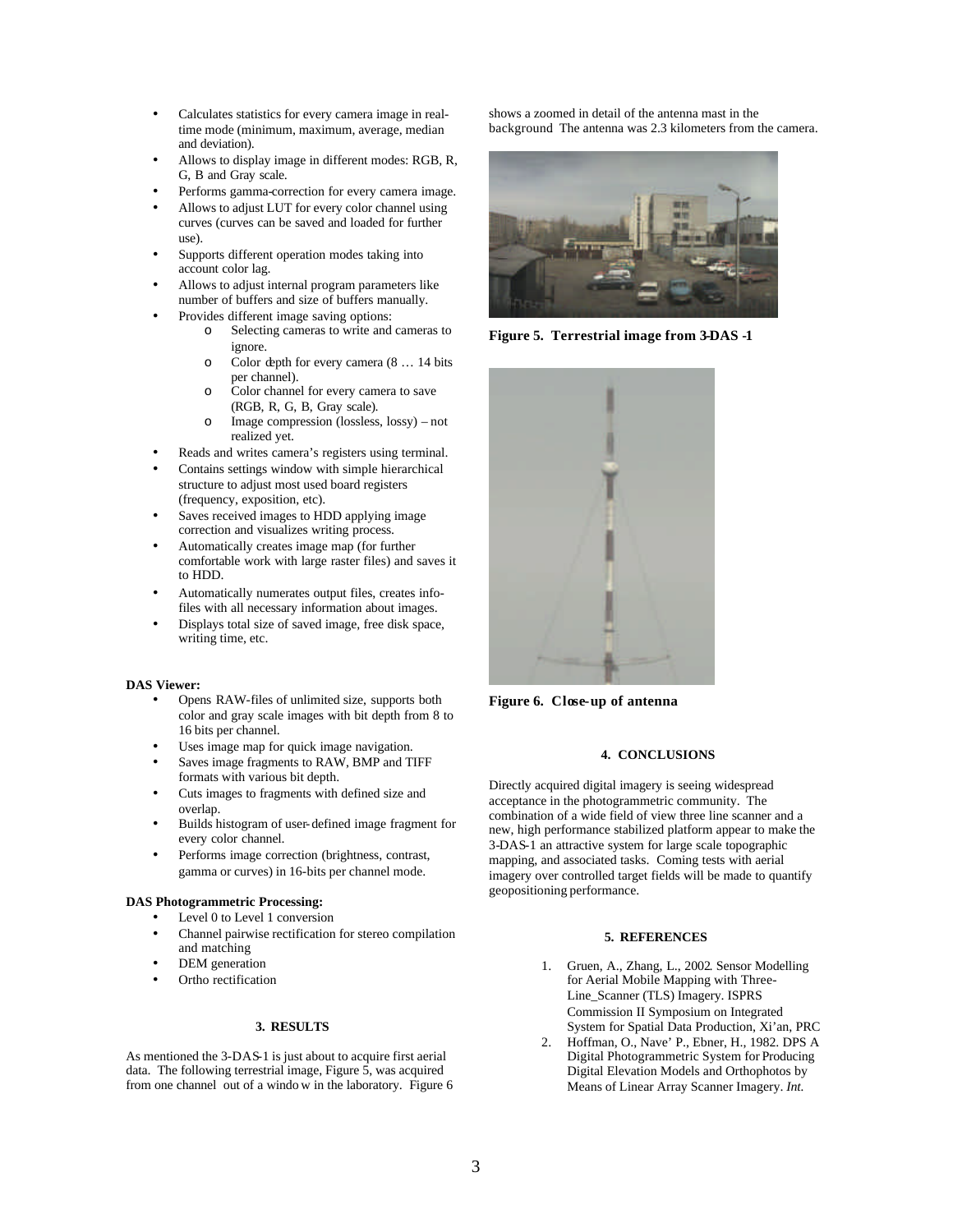- Calculates statistics for every camera image in real-time mode (minimum, maximum, average, median and deviation).
- Allows to display image in different modes: RGB, R, G, B and Gray scale.
- Performs gamma-correction for every camera image.
- Allows to adjust LUT for every color channel using curves (curves can be saved and loaded for further use).
- Supports different operation modes taking into account color lag.
- Allows to adjust internal program parameters like number of buffers and size of buffers manually.
- Provides different image saving options:
  - Selecting cameras to write and cameras to ignore.
  - Color depth for every camera (8 … 14 bits per channel).
  - Color channel for every camera to save (RGB, R, G, B, Gray scale).
  - Image compression (lossless, lossy) – not realized yet.
- Reads and writes camera's registers using terminal.
- Contains settings window with simple hierarchical structure to adjust most used board registers (frequency, exposition, etc).
- Saves received images to HDD applying image correction and visualizes writing process.
- Automatically creates image map (for further comfortable work with large raster files) and saves it to HDD.
- Automatically numerates output files, creates info-files with all necessary information about images.
- Displays total size of saved image, free disk space, writing time, etc.

**DAS Viewer:**

- Opens RAW-files of unlimited size, supports both color and gray scale images with bit depth from 8 to 16 bits per channel.
- Uses image map for quick image navigation.
- Saves image fragments to RAW, BMP and TIFF formats with various bit depth.
- Cuts images to fragments with defined size and overlap.
- Builds histogram of user-defined image fragment for every color channel.
- Performs image correction (brightness, contrast, gamma or curves) in 16-bits per channel mode.

**DAS Photogrammetric Processing:**

- Level 0 to Level 1 conversion
- Channel pairwise rectification for stereo compilation and matching
- DEM generation
- Ortho rectification

## 3. RESULTS

As mentioned the 3-DAS-1 is just about to acquire first aerial data. The following terrestrial image, Figure 5, was acquired from one channel out of a window in the laboratory. Figure 6 shows a zoomed in detail of the antenna mast in the background The antenna was 2.3 kilometers from the camera.

**Figure 5. Terrestrial image from 3-DAS -1**

**Figure 6. Close-up of antenna**

## 4. CONCLUSIONS

Directly acquired digital imagery is seeing widespread acceptance in the photogrammetric community. The combination of a wide field of view three line scanner and a new, high performance stabilized platform appear to make the 3-DAS-1 an attractive system for large scale topographic mapping, and associated tasks. Coming tests with aerial imagery over controlled target fields will be made to quantify geopositioning performance.

## 5. REFERENCES

1. Gruen, A., Zhang, L., 2002. Sensor Modelling for Aerial Mobile Mapping with Three-Line_Scanner (TLS) Imagery. ISPRS Commission II Symposium on Integrated System for Spatial Data Production, Xi'an, PRC
2. Hoffman, O., Nave' P., Ebner, H., 1982. DPS A Digital Photogrammetric System for Producing Digital Elevation Models and Orthophotos by Means of Linear Array Scanner Imagery. *Int.*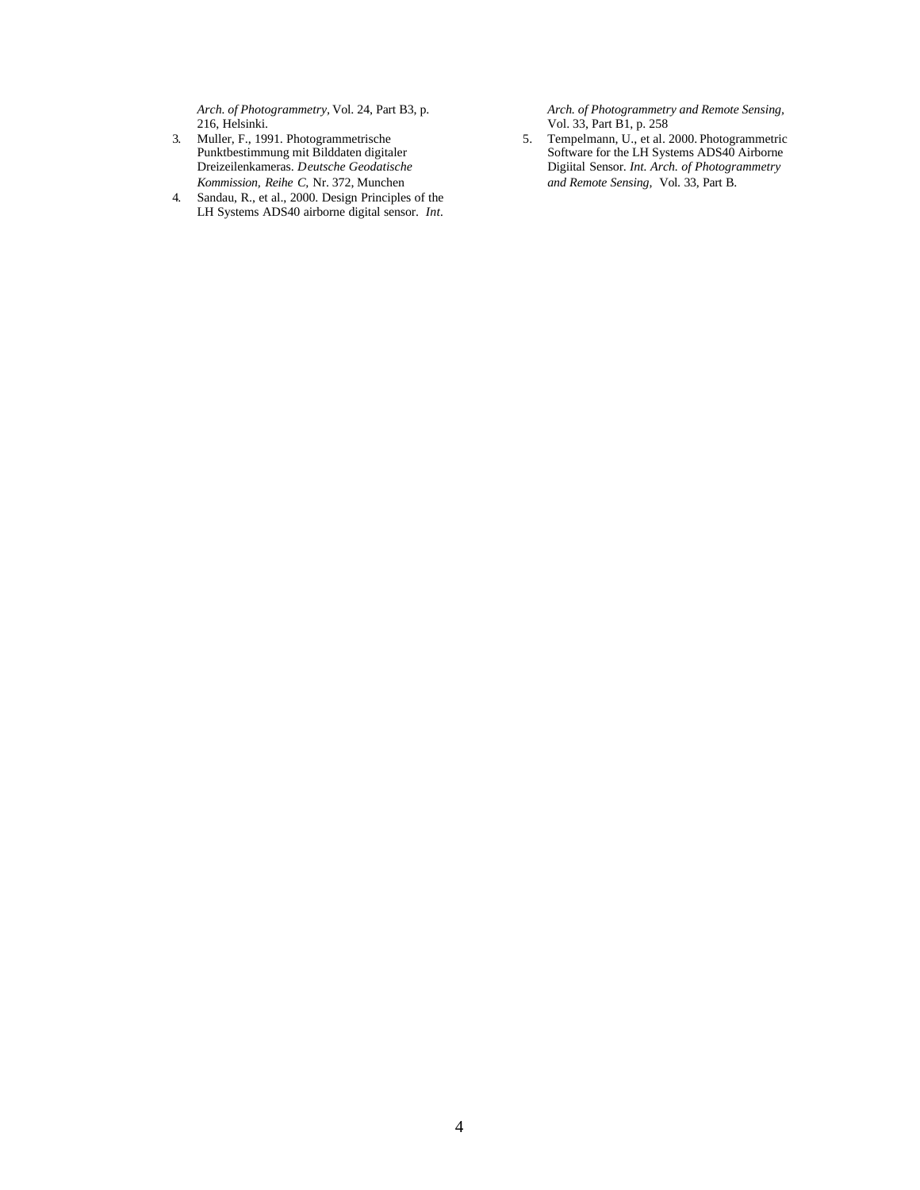*Arch. of Photogrammetry*, Vol. 24, Part B3, p. 216, Helsinki.

3. Muller, F., 1991. Photogrammetrische Punktbestimmung mit Bilddaten digitaler Dreizeilenkameras. *Deutsche Geodatische Kommission, Reihe C,* Nr. 372, Munchen
4. Sandau, R., et al., 2000. Design Principles of the LH Systems ADS40 airborne digital sensor. *Int. Arch. of Photogrammetry and Remote Sensing*, Vol. 33, Part B1, p. 258
5. Tempelmann, U., et al. 2000. Photogrammetric Software for the LH Systems ADS40 Airborne Digiital Sensor. *Int. Arch. of Photogrammetry and Remote Sensing,* Vol. 33, Part B.